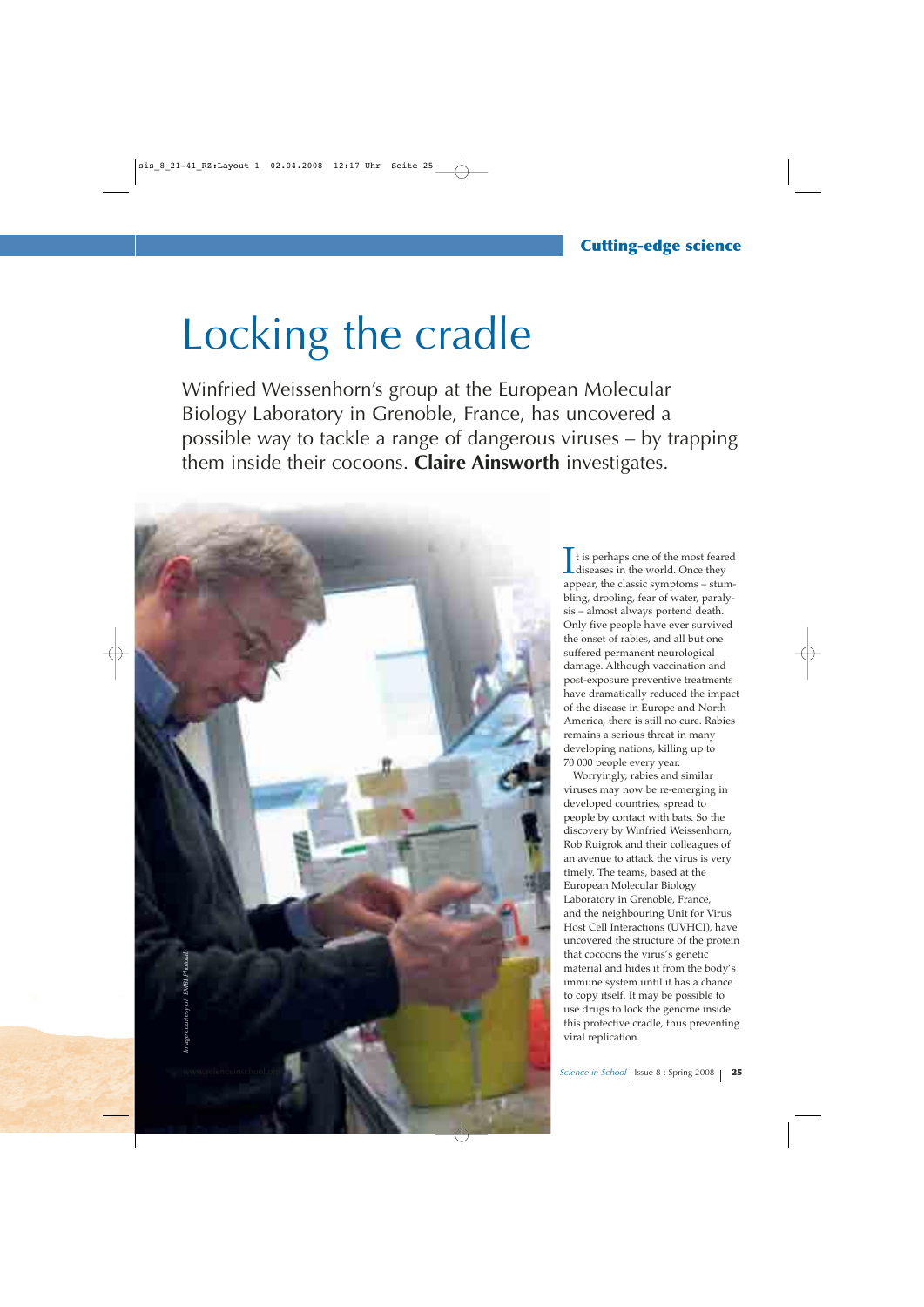Cutting-edge science

# Locking the cradle

Winfried Weissenhorn's group at the European Molecular Biology Laboratory in Grenoble, France, has uncovered a possible way to tackle a range of dangerous viruses – by trapping them inside their cocoons. **Claire Ainsworth** investigates.

*Image courtesy of EMBL Photolab*

It is perhaps one of the most feared diseases in the world. Once they appear, the classic symptoms – stumbling, drooling, fear of water, paralysis – almost always portend death. Only five people have ever survived the onset of rabies, and all but one suffered permanent neurological damage. Although vaccination and post-exposure preventive treatments have dramatically reduced the impact of the disease in Europe and North America, there is still no cure. Rabies remains a serious threat in many developing nations, killing up to 70 000 people every year.

Worryingly, rabies and similar viruses may now be re-emerging in developed countries, spread to people by contact with bats. So the discovery by Winfried Weissenhorn, Rob Ruigrok and their colleagues of an avenue to attack the virus is very timely. The teams, based at the European Molecular Biology Laboratory in Grenoble, France, and the neighbouring Unit for Virus Host Cell Interactions (UVHCI), have uncovered the structure of the protein that cocoons the virus's genetic material and hides it from the body's immune system until it has a chance to copy itself. It may be possible to use drugs to lock the genome inside this protective cradle, thus preventing viral replication.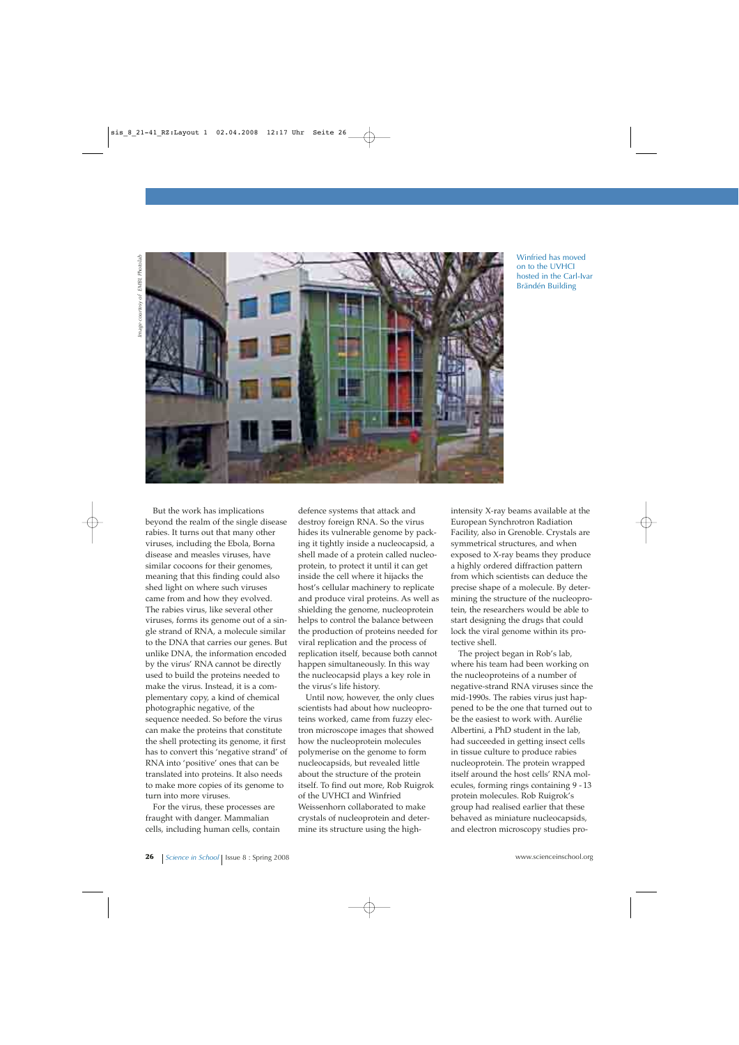Winfried has moved on to the UVHCI hosted in the Carl-Ivar Brändén Building

*Image courtesy of EMBL Photolab*

But the work has implications beyond the realm of the single disease rabies. It turns out that many other viruses, including the Ebola, Borna disease and measles viruses, have similar cocoons for their genomes, meaning that this finding could also shed light on where such viruses came from and how they evolved. The rabies virus, like several other viruses, forms its genome out of a single strand of RNA, a molecule similar to the DNA that carries our genes. But unlike DNA, the information encoded by the virus' RNA cannot be directly used to build the proteins needed to make the virus. Instead, it is a complementary copy, a kind of chemical photographic negative, of the sequence needed. So before the virus can make the proteins that constitute the shell protecting its genome, it first has to convert this 'negative strand' of RNA into 'positive' ones that can be translated into proteins. It also needs to make more copies of its genome to turn into more viruses.

For the virus, these processes are fraught with danger. Mammalian cells, including human cells, contain defence systems that attack and destroy foreign RNA. So the virus hides its vulnerable genome by packing it tightly inside a nucleocapsid, a shell made of a protein called nucleoprotein, to protect it until it can get inside the cell where it hijacks the host's cellular machinery to replicate and produce viral proteins. As well as shielding the genome, nucleoprotein helps to control the balance between the production of proteins needed for viral replication and the process of replication itself, because both cannot happen simultaneously. In this way the nucleocapsid plays a key role in the virus's life history.

Until now, however, the only clues scientists had about how nucleoproteins worked, came from fuzzy electron microscope images that showed how the nucleoprotein molecules polymerise on the genome to form nucleocapsids, but revealed little about the structure of the protein itself. To find out more, Rob Ruigrok of the UVHCI and Winfried Weissenhorn collaborated to make crystals of nucleoprotein and determine its structure using the high-intensity X-ray beams available at the European Synchrotron Radiation Facility, also in Grenoble. Crystals are symmetrical structures, and when exposed to X-ray beams they produce a highly ordered diffraction pattern from which scientists can deduce the precise shape of a molecule. By determining the structure of the nucleoprotein, the researchers would be able to start designing the drugs that could lock the viral genome within its protective shell.

The project began in Rob's lab, where his team had been working on the nucleoproteins of a number of negative-strand RNA viruses since the mid-1990s. The rabies virus just happened to be the one that turned out to be the easiest to work with. Aurélie Albertini, a PhD student in the lab, had succeeded in getting insect cells in tissue culture to produce rabies nucleoprotein. The protein wrapped itself around the host cells' RNA molecules, forming rings containing 9 - 13 protein molecules. Rob Ruigrok's group had realised earlier that these behaved as miniature nucleocapsids, and electron microscopy studies pro-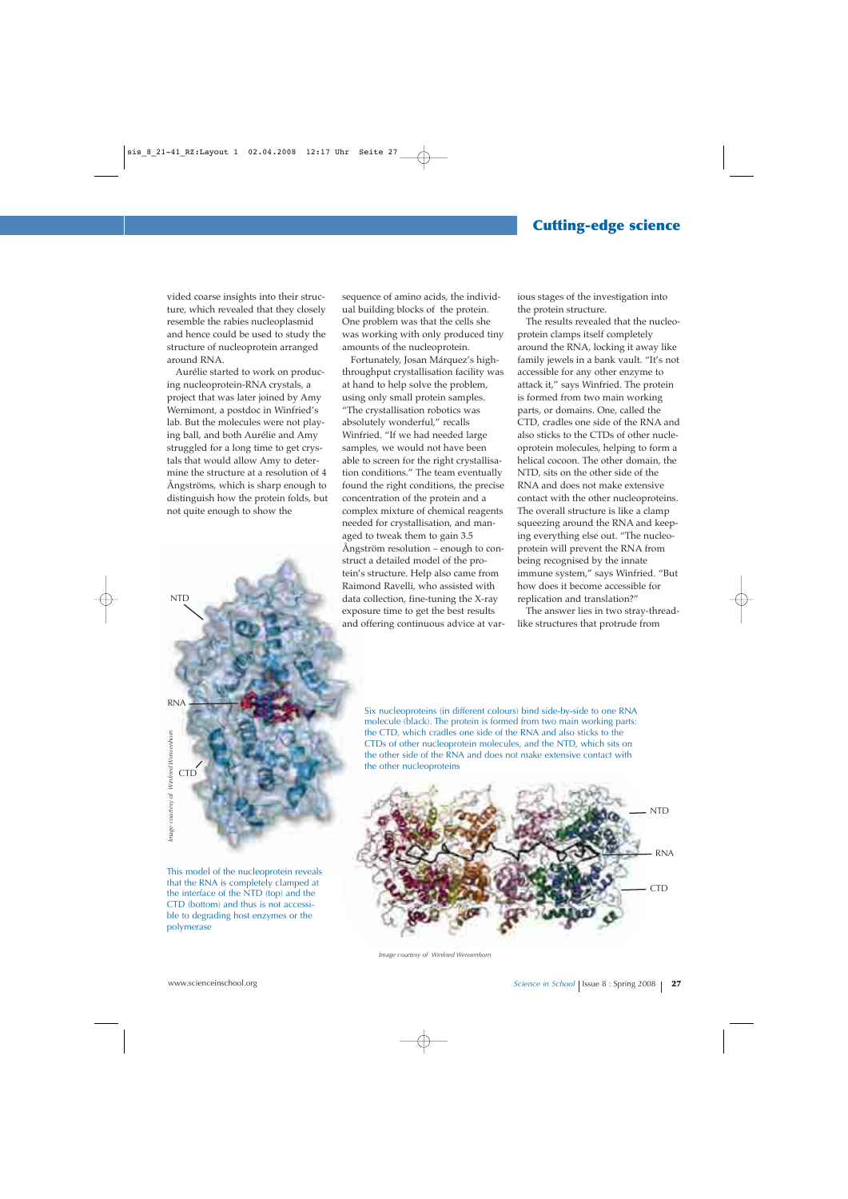vided coarse insights into their structure, which revealed that they closely resemble the rabies nucleoplasmid and hence could be used to study the structure of nucleoprotein arranged around RNA.

Aurélie started to work on producing nucleoprotein-RNA crystals, a project that was later joined by Amy Wernimont, a postdoc in Winfried's lab. But the molecules were not playing ball, and both Aurélie and Amy struggled for a long time to get crystals that would allow Amy to determine the structure at a resolution of 4 Ångströms, which is sharp enough to distinguish how the protein folds, but not quite enough to show the sequence of amino acids, the individual building blocks of the protein. One problem was that the cells she was working with only produced tiny amounts of the nucleoprotein.

Fortunately, Josan Márquez's high-throughput crystallisation facility was at hand to help solve the problem, using only small protein samples. "The crystallisation robotics was absolutely wonderful," recalls Winfried. "If we had needed large samples, we would not have been able to screen for the right crystallisation conditions." The team eventually found the right conditions, the precise concentration of the protein and a complex mixture of chemical reagents needed for crystallisation, and managed to tweak them to gain 3.5 Ångström resolution – enough to construct a detailed model of the protein's structure. Help also came from Raimond Ravelli, who assisted with data collection, fine-tuning the X-ray exposure time to get the best results and offering continuous advice at various stages of the investigation into the protein structure.

The results revealed that the nucleoprotein clamps itself completely around the RNA, locking it away like family jewels in a bank vault. "It's not accessible for any other enzyme to attack it," says Winfried. The protein is formed from two main working parts, or domains. One, called the CTD, cradles one side of the RNA and also sticks to the CTDs of other nucleoprotein molecules, helping to form a helical cocoon. The other domain, the NTD, sits on the other side of the RNA and does not make extensive contact with the other nucleoproteins. The overall structure is like a clamp squeezing around the RNA and keeping everything else out. "The nucleoprotein will prevent the RNA from being recognised by the innate immune system," says Winfried. "But how does it become accessible for replication and translation?"

The answer lies in two stray-thread-like structures that protrude from

NTD

RNA

CTD

*Image courtesy of Winfried Weissenhorn*

This model of the nucleoprotein reveals that the RNA is completely clamped at the interface of the NTD (top) and the CTD (bottom) and thus is not accessible to degrading host enzymes or the polymerase

Six nucleoproteins (in different colours) bind side-by-side to one RNA molecule (black). The protein is formed from two main working parts: the CTD, which cradles one side of the RNA and also sticks to the CTDs of other nucleoprotein molecules, and the NTD, which sits on the other side of the RNA and does not make extensive contact with the other nucleoproteins

NTD

RNA

CTD

*Image courtesy of Winfried Weissenhorn*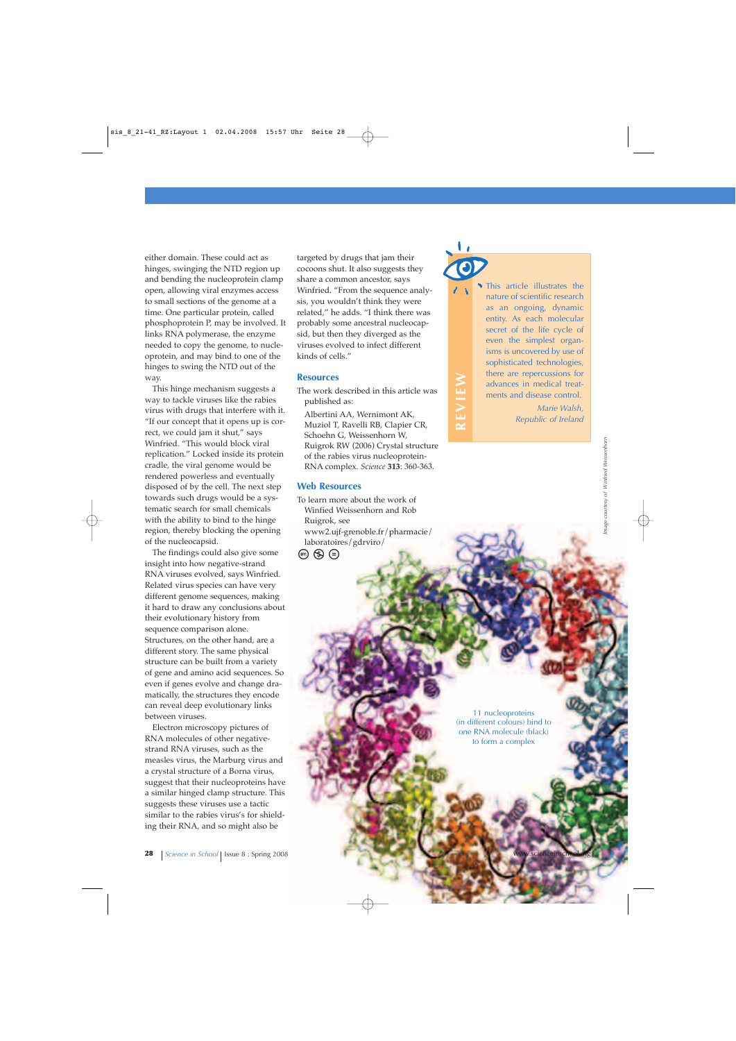either domain. These could act as hinges, swinging the NTD region up and bending the nucleoprotein clamp open, allowing viral enzymes access to small sections of the genome at a time. One particular protein, called phosphoprotein P, may be involved. It links RNA polymerase, the enzyme needed to copy the genome, to nucleoprotein, and may bind to one of the hinges to swing the NTD out of the way.

This hinge mechanism suggests a way to tackle viruses like the rabies virus with drugs that interfere with it. "If our concept that it opens up is correct, we could jam it shut," says Winfried. "This would block viral replication." Locked inside its protein cradle, the viral genome would be rendered powerless and eventually disposed of by the cell. The next step towards such drugs would be a systematic search for small chemicals with the ability to bind to the hinge region, thereby blocking the opening of the nucleocapsid.

The findings could also give some insight into how negative-strand RNA viruses evolved, says Winfried. Related virus species can have very different genome sequences, making it hard to draw any conclusions about their evolutionary history from sequence comparison alone. Structures, on the other hand, are a different story. The same physical structure can be built from a variety of gene and amino acid sequences. So even if genes evolve and change dramatically, the structures they encode can reveal deep evolutionary links between viruses.

Electron microscopy pictures of RNA molecules of other negative-strand RNA viruses, such as the measles virus, the Marburg virus and a crystal structure of a Borna virus, suggest that their nucleoproteins have a similar hinged clamp structure. This suggests these viruses use a tactic similar to the rabies virus's for shielding their RNA, and so might also be targeted by drugs that jam their cocoons shut. It also suggests they share a common ancestor, says Winfried. "From the sequence analysis, you wouldn't think they were related," he adds. "I think there was probably some ancestral nucleocapsid, but then they diverged as the viruses evolved to infect different kinds of cells."

## Resources

The work described in this article was published as:

Albertini AA, Wernimont AK, Muziol T, Ravelli RB, Clapier CR, Schoehn G, Weissenhorn W, Ruigrok RW (2006) Crystal structure of the rabies virus nucleoprotein-RNA complex. *Science* **313**: 360-363.

## Web Resources

To learn more about the work of Winfried Weissenhorn and Rob Ruigrok, see www2.ujf-grenoble.fr/pharmacie/laboratoires/gdrviro/

**REVIEW**

This article illustrates the nature of scientific research as an ongoing, dynamic entity. As each molecular secret of the life cycle of even the simplest organisms is uncovered by use of sophisticated technologies, there are repercussions for advances in medical treatments and disease control.

*Marie Walsh, Republic of Ireland*

11 nucleoproteins (in different colours) bind to one RNA molecule (black) to form a complex

*Image courtesy of Winfried Weissenhorn*